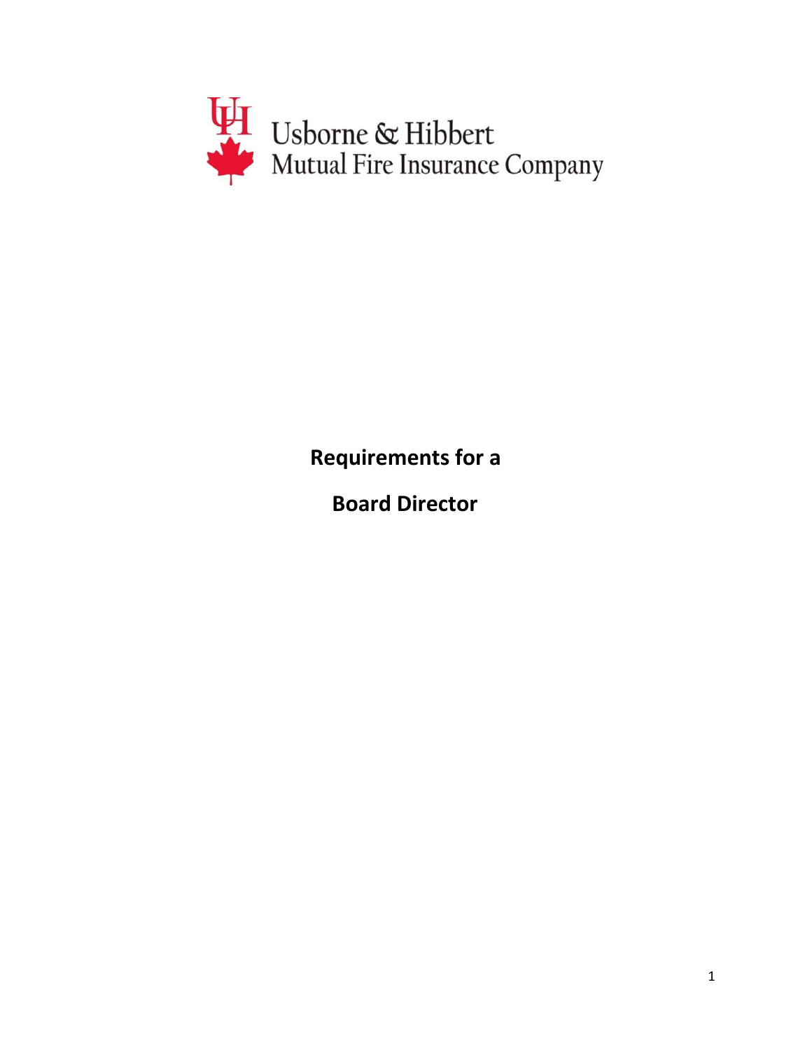Usborne & Hibbert
Mutual Fire Insurance Company

# Requirements for a

# Board Director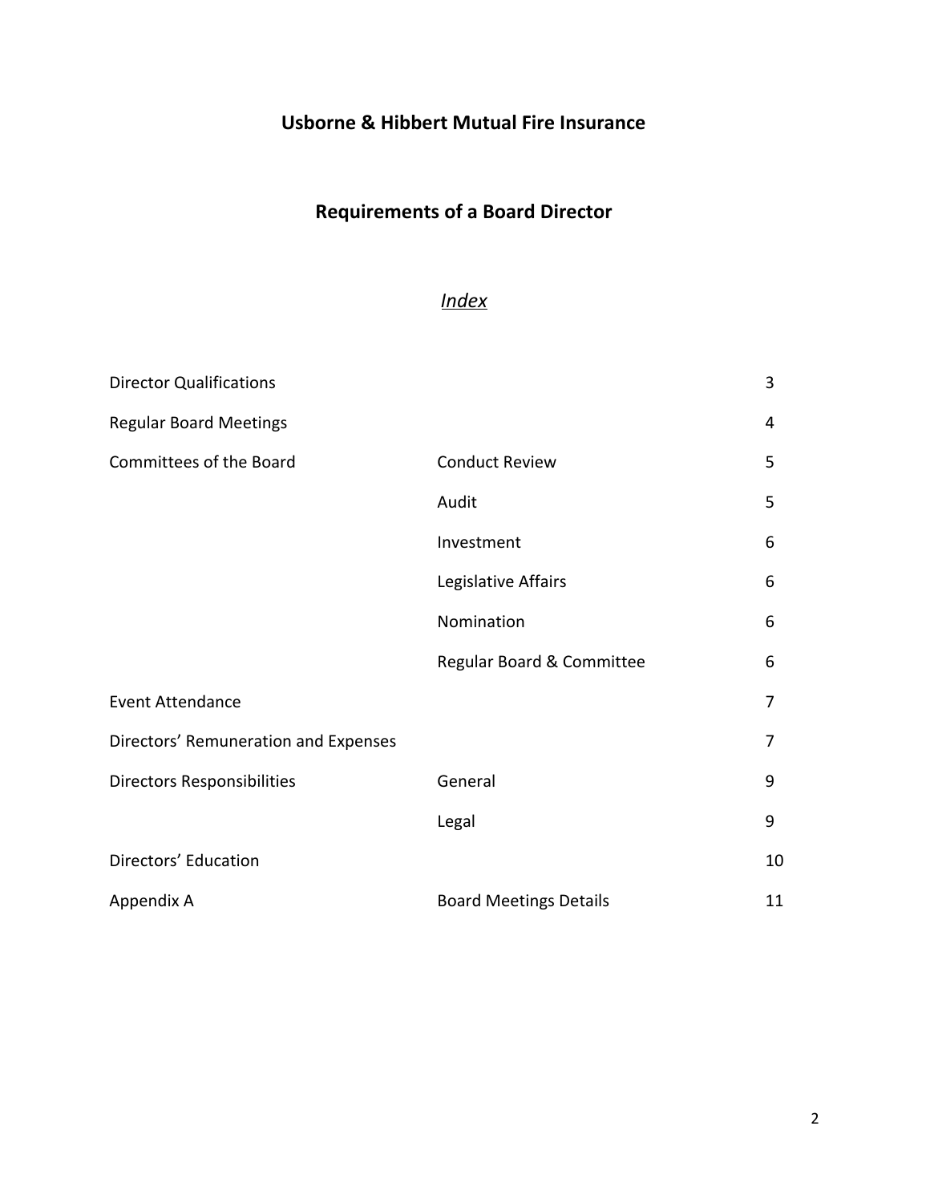# Usborne & Hibbert Mutual Fire Insurance

## Requirements of a Board Director

*Index*

| | | |
|---|---|---|
| Director Qualifications | | 3 |
| Regular Board Meetings | | 4 |
| Committees of the Board | Conduct Review | 5 |
| | Audit | 5 |
| | Investment | 6 |
| | Legislative Affairs | 6 |
| | Nomination | 6 |
| | Regular Board & Committee | 6 |
| Event Attendance | | 7 |
| Directors' Remuneration and Expenses | | 7 |
| Directors Responsibilities | General | 9 |
| | Legal | 9 |
| Directors' Education | | 10 |
| Appendix A | Board Meetings Details | 11 |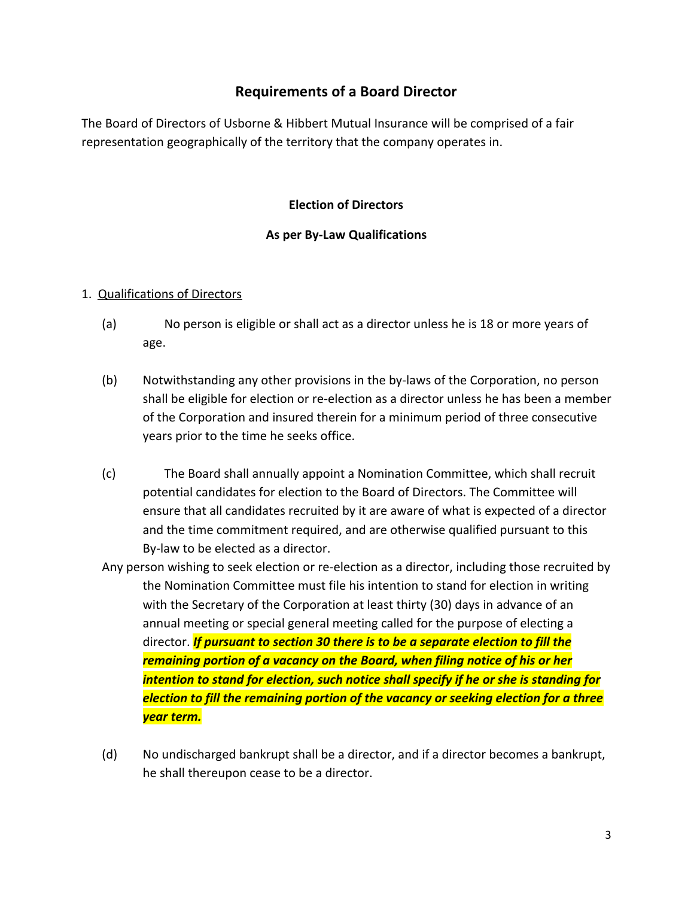## Requirements of a Board Director

The Board of Directors of Usborne & Hibbert Mutual Insurance will be comprised of a fair representation geographically of the territory that the company operates in.

### Election of Directors

### As per By-Law Qualifications

1. Qualifications of Directors

(a) No person is eligible or shall act as a director unless he is 18 or more years of age.

(b) Notwithstanding any other provisions in the by-laws of the Corporation, no person shall be eligible for election or re-election as a director unless he has been a member of the Corporation and insured therein for a minimum period of three consecutive years prior to the time he seeks office.

(c) The Board shall annually appoint a Nomination Committee, which shall recruit potential candidates for election to the Board of Directors. The Committee will ensure that all candidates recruited by it are aware of what is expected of a director and the time commitment required, and are otherwise qualified pursuant to this By-law to be elected as a director.

Any person wishing to seek election or re-election as a director, including those recruited by the Nomination Committee must file his intention to stand for election in writing with the Secretary of the Corporation at least thirty (30) days in advance of an annual meeting or special general meeting called for the purpose of electing a director. ***If pursuant to section 30 there is to be a separate election to fill the remaining portion of a vacancy on the Board, when filing notice of his or her intention to stand for election, such notice shall specify if he or she is standing for election to fill the remaining portion of the vacancy or seeking election for a three year term.***

(d) No undischarged bankrupt shall be a director, and if a director becomes a bankrupt, he shall thereupon cease to be a director.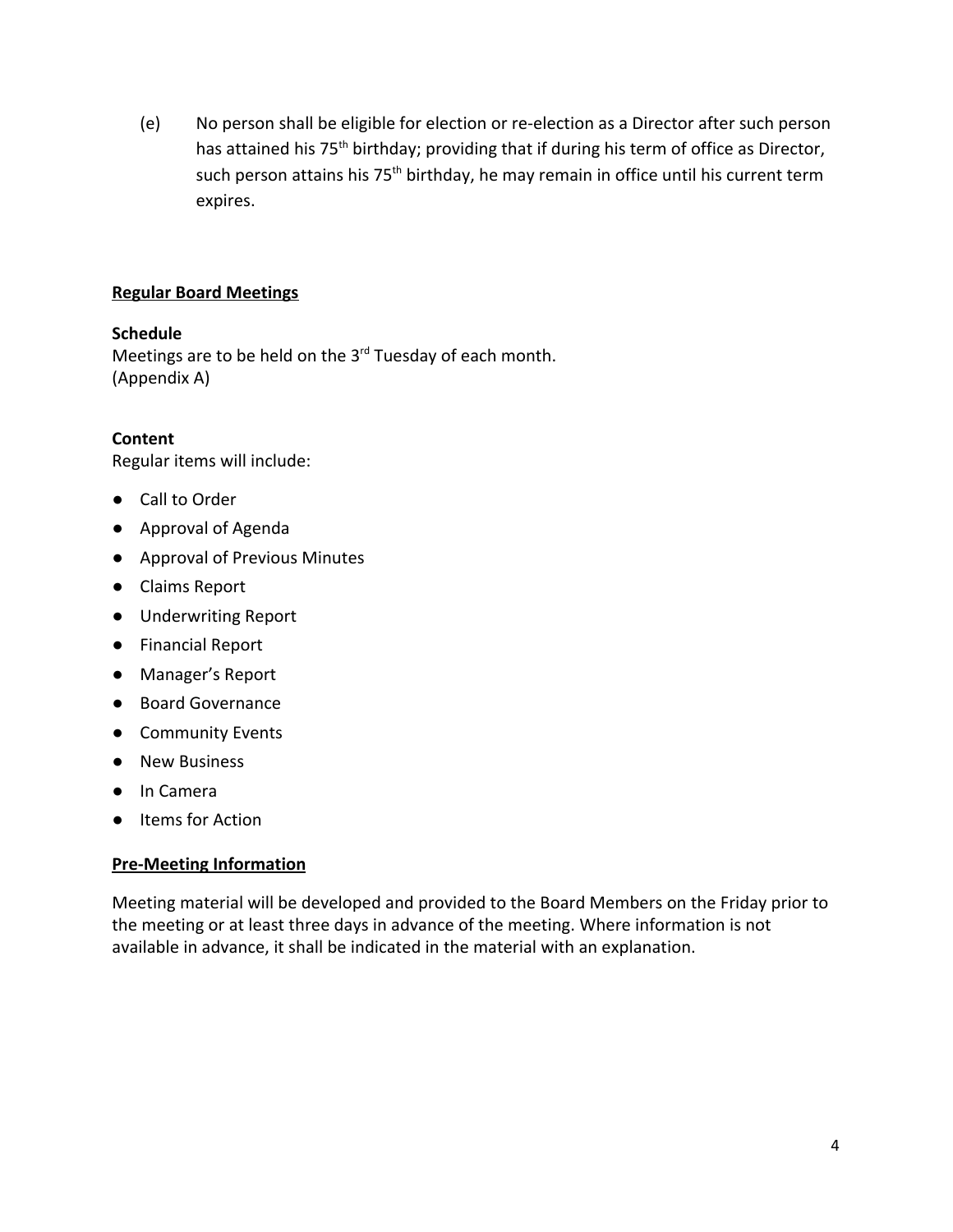(e) No person shall be eligible for election or re-election as a Director after such person has attained his 75th birthday; providing that if during his term of office as Director, such person attains his 75th birthday, he may remain in office until his current term expires.

## Regular Board Meetings

**Schedule**
Meetings are to be held on the 3rd Tuesday of each month.
(Appendix A)

**Content**
Regular items will include:

- Call to Order
- Approval of Agenda
- Approval of Previous Minutes
- Claims Report
- Underwriting Report
- Financial Report
- Manager's Report
- Board Governance
- Community Events
- New Business
- In Camera
- Items for Action

## Pre-Meeting Information

Meeting material will be developed and provided to the Board Members on the Friday prior to the meeting or at least three days in advance of the meeting. Where information is not available in advance, it shall be indicated in the material with an explanation.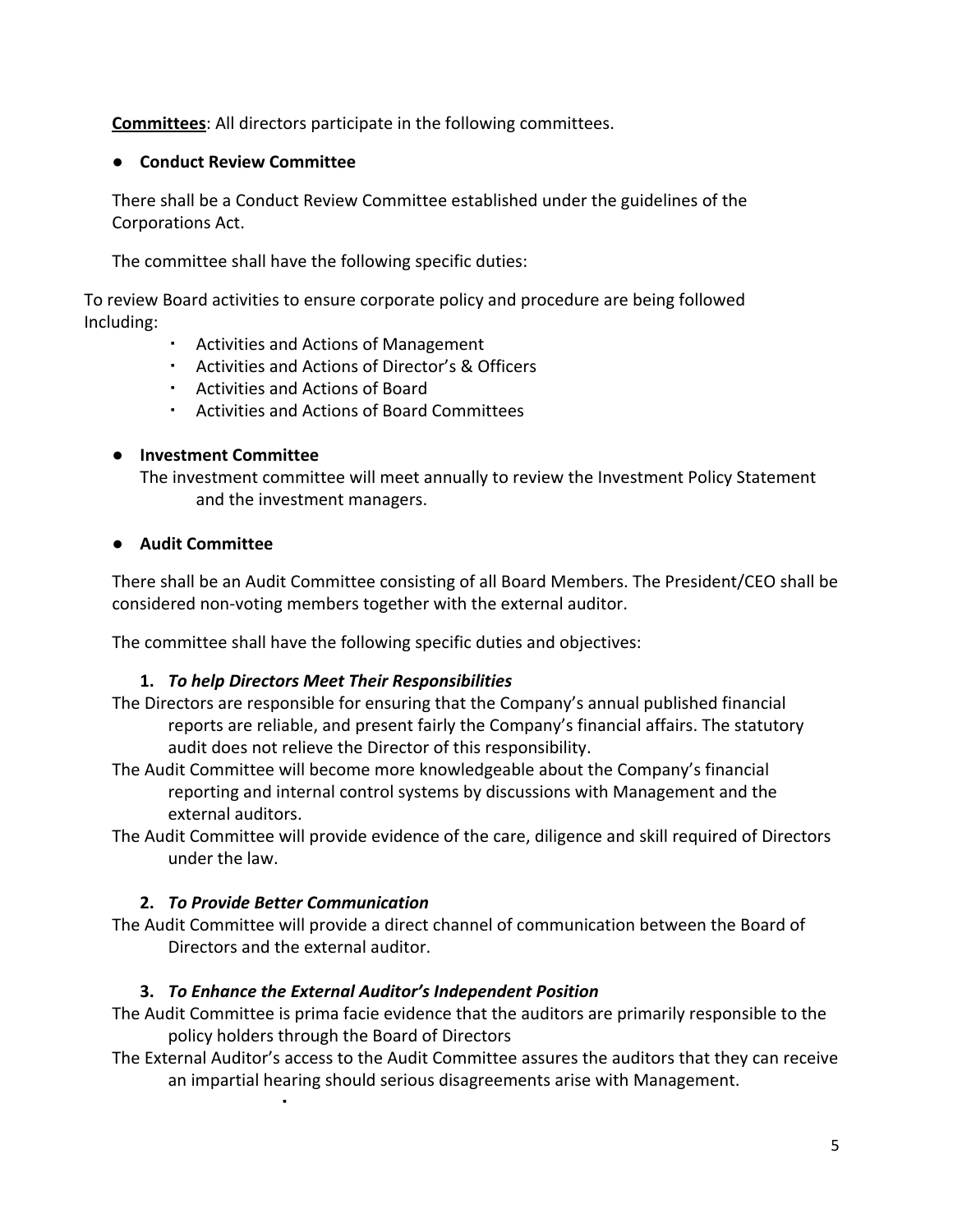**Committees**: All directors participate in the following committees.

- **Conduct Review Committee**

There shall be a Conduct Review Committee established under the guidelines of the Corporations Act.

The committee shall have the following specific duties:

To review Board activities to ensure corporate policy and procedure are being followed Including:

- Activities and Actions of Management
- Activities and Actions of Director's & Officers
- Activities and Actions of Board
- Activities and Actions of Board Committees

- **Investment Committee**

The investment committee will meet annually to review the Investment Policy Statement and the investment managers.

- **Audit Committee**

There shall be an Audit Committee consisting of all Board Members. The President/CEO shall be considered non-voting members together with the external auditor.

The committee shall have the following specific duties and objectives:

1. ***To help Directors Meet Their Responsibilities***

The Directors are responsible for ensuring that the Company's annual published financial reports are reliable, and present fairly the Company's financial affairs. The statutory audit does not relieve the Director of this responsibility.

The Audit Committee will become more knowledgeable about the Company's financial reporting and internal control systems by discussions with Management and the external auditors.

The Audit Committee will provide evidence of the care, diligence and skill required of Directors under the law.

2. ***To Provide Better Communication***

The Audit Committee will provide a direct channel of communication between the Board of Directors and the external auditor.

3. ***To Enhance the External Auditor's Independent Position***

The Audit Committee is prima facie evidence that the auditors are primarily responsible to the policy holders through the Board of Directors

The External Auditor's access to the Audit Committee assures the auditors that they can receive an impartial hearing should serious disagreements arise with Management.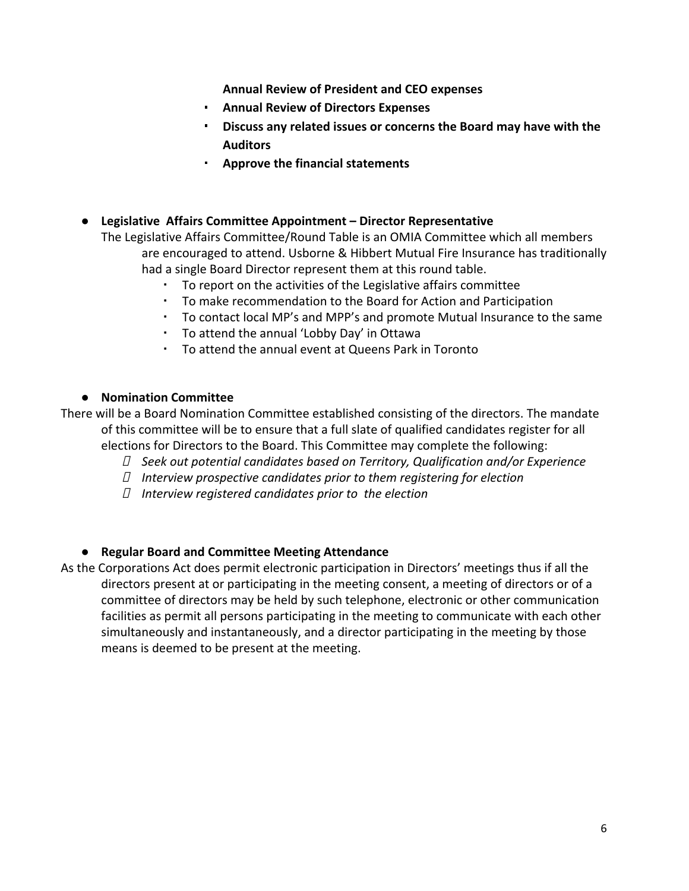- **Annual Review of President and CEO expenses**
- **Annual Review of Directors Expenses**
- **Discuss any related issues or concerns the Board may have with the Auditors**
- **Approve the financial statements**

- **Legislative Affairs Committee Appointment – Director Representative**

  The Legislative Affairs Committee/Round Table is an OMIA Committee which all members are encouraged to attend. Usborne & Hibbert Mutual Fire Insurance has traditionally had a single Board Director represent them at this round table.

  - To report on the activities of the Legislative affairs committee
  - To make recommendation to the Board for Action and Participation
  - To contact local MP's and MPP's and promote Mutual Insurance to the same
  - To attend the annual 'Lobby Day' in Ottawa
  - To attend the annual event at Queens Park in Toronto

- **Nomination Committee**

There will be a Board Nomination Committee established consisting of the directors. The mandate of this committee will be to ensure that a full slate of qualified candidates register for all elections for Directors to the Board. This Committee may complete the following:

- *Seek out potential candidates based on Territory, Qualification and/or Experience*
- *Interview prospective candidates prior to them registering for election*
- *Interview registered candidates prior to the election*

- **Regular Board and Committee Meeting Attendance**

As the Corporations Act does permit electronic participation in Directors' meetings thus if all the directors present at or participating in the meeting consent, a meeting of directors or of a committee of directors may be held by such telephone, electronic or other communication facilities as permit all persons participating in the meeting to communicate with each other simultaneously and instantaneously, and a director participating in the meeting by those means is deemed to be present at the meeting.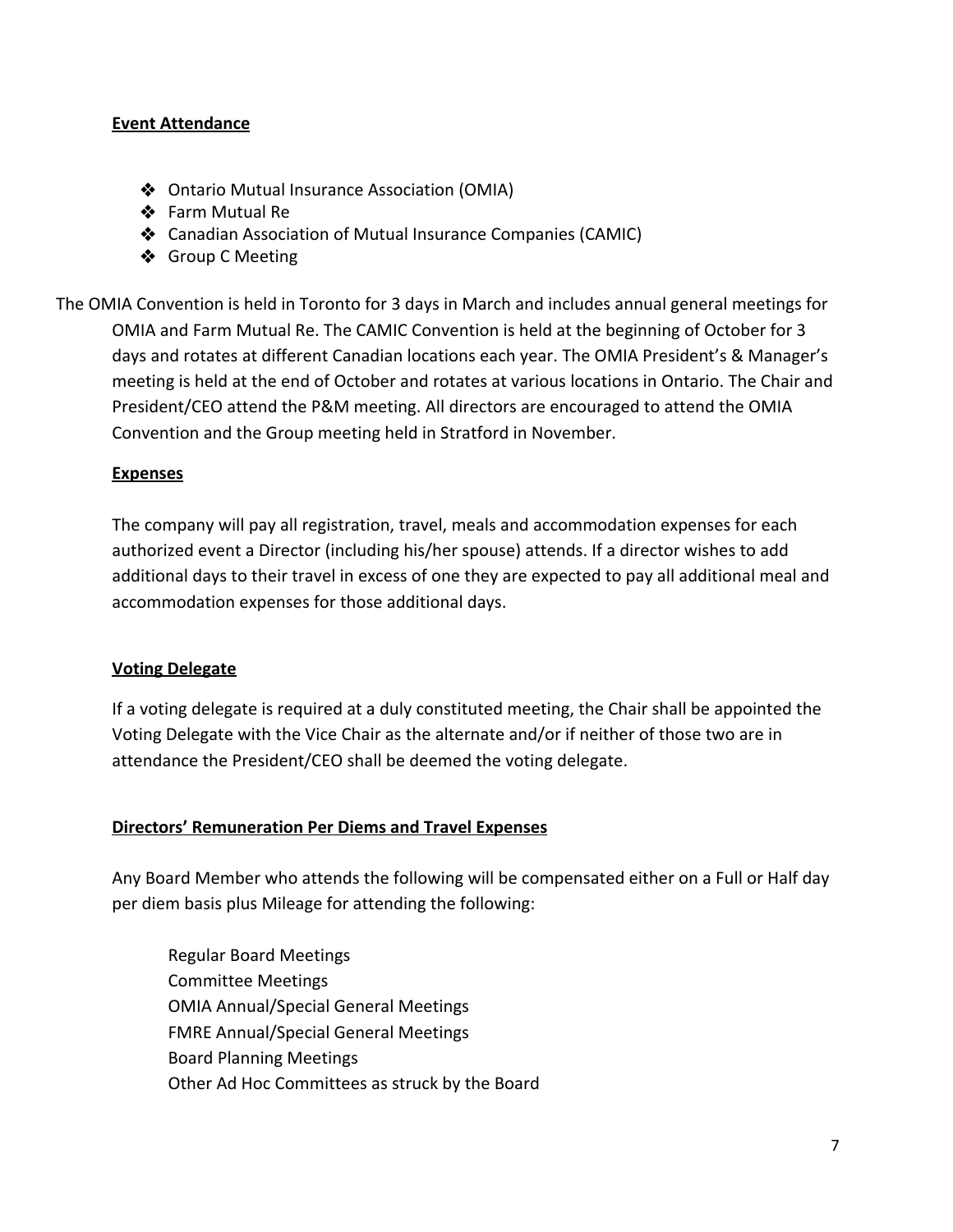**Event Attendance**

- Ontario Mutual Insurance Association (OMIA)
- Farm Mutual Re
- Canadian Association of Mutual Insurance Companies (CAMIC)
- Group C Meeting

The OMIA Convention is held in Toronto for 3 days in March and includes annual general meetings for OMIA and Farm Mutual Re. The CAMIC Convention is held at the beginning of October for 3 days and rotates at different Canadian locations each year. The OMIA President's & Manager's meeting is held at the end of October and rotates at various locations in Ontario. The Chair and President/CEO attend the P&M meeting. All directors are encouraged to attend the OMIA Convention and the Group meeting held in Stratford in November.

**Expenses**

The company will pay all registration, travel, meals and accommodation expenses for each authorized event a Director (including his/her spouse) attends. If a director wishes to add additional days to their travel in excess of one they are expected to pay all additional meal and accommodation expenses for those additional days.

**Voting Delegate**

If a voting delegate is required at a duly constituted meeting, the Chair shall be appointed the Voting Delegate with the Vice Chair as the alternate and/or if neither of those two are in attendance the President/CEO shall be deemed the voting delegate.

**Directors' Remuneration Per Diems and Travel Expenses**

Any Board Member who attends the following will be compensated either on a Full or Half day per diem basis plus Mileage for attending the following:

Regular Board Meetings
Committee Meetings
OMIA Annual/Special General Meetings
FMRE Annual/Special General Meetings
Board Planning Meetings
Other Ad Hoc Committees as struck by the Board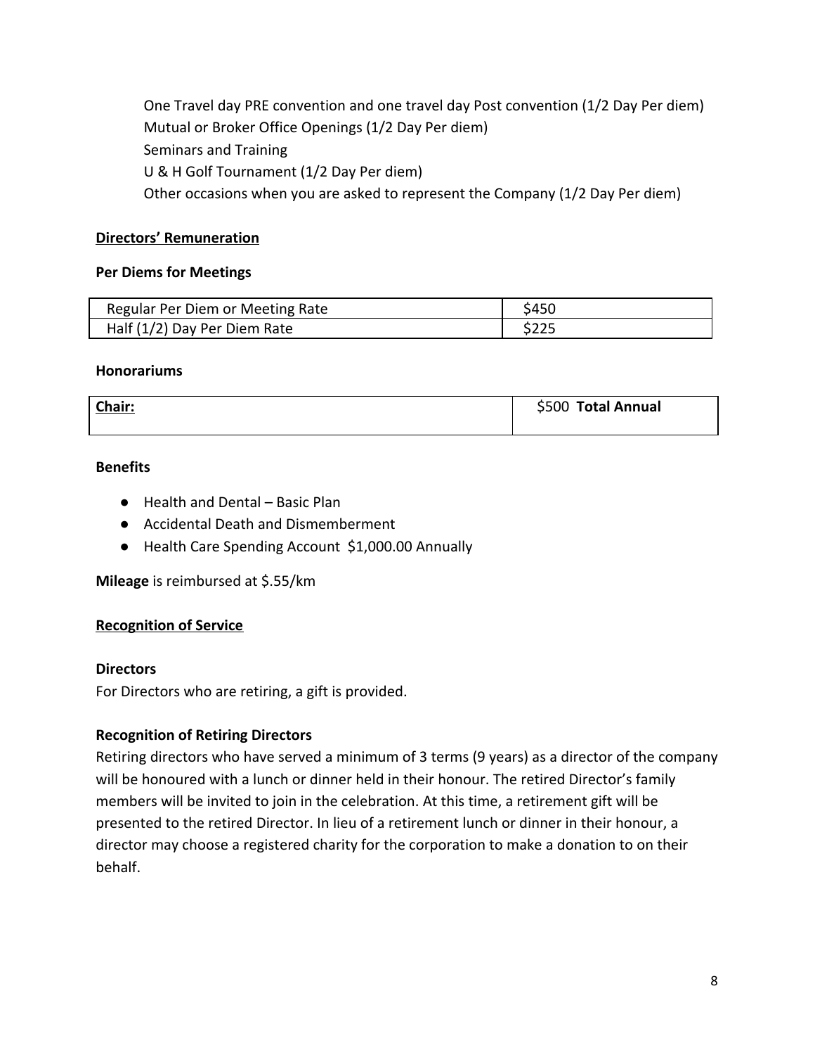One Travel day PRE convention and one travel day Post convention (1/2 Day Per diem)
Mutual or Broker Office Openings (1/2 Day Per diem)
Seminars and Training
U & H Golf Tournament (1/2 Day Per diem)
Other occasions when you are asked to represent the Company (1/2 Day Per diem)

## Directors' Remuneration

### Per Diems for Meetings

| Regular Per Diem or Meeting Rate | $450 |
|---|---|
| Half (1/2) Day Per Diem Rate | $225 |

### Honorariums

| Chair: | $500 **Total Annual** |
|---|---|

### Benefits

- Health and Dental – Basic Plan
- Accidental Death and Dismemberment
- Health Care Spending Account $1,000.00 Annually

**Mileage** is reimbursed at $.55/km

## Recognition of Service

### Directors

For Directors who are retiring, a gift is provided.

### Recognition of Retiring Directors

Retiring directors who have served a minimum of 3 terms (9 years) as a director of the company will be honoured with a lunch or dinner held in their honour. The retired Director's family members will be invited to join in the celebration. At this time, a retirement gift will be presented to the retired Director. In lieu of a retirement lunch or dinner in their honour, a director may choose a registered charity for the corporation to make a donation to on their behalf.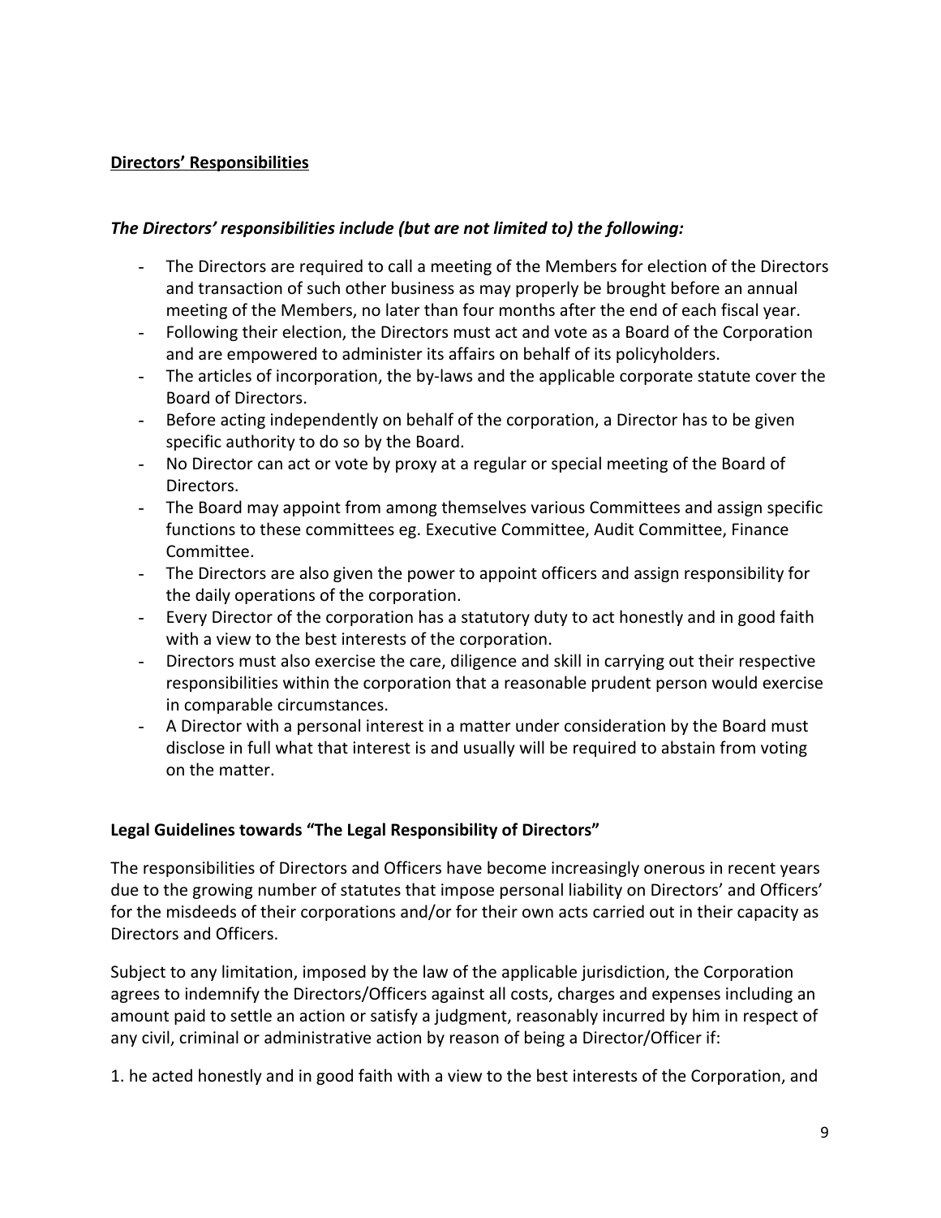**<u>Directors' Responsibilities</u>**

***The Directors' responsibilities include (but are not limited to) the following:***

- The Directors are required to call a meeting of the Members for election of the Directors and transaction of such other business as may properly be brought before an annual meeting of the Members, no later than four months after the end of each fiscal year.
- Following their election, the Directors must act and vote as a Board of the Corporation and are empowered to administer its affairs on behalf of its policyholders.
- The articles of incorporation, the by-laws and the applicable corporate statute cover the Board of Directors.
- Before acting independently on behalf of the corporation, a Director has to be given specific authority to do so by the Board.
- No Director can act or vote by proxy at a regular or special meeting of the Board of Directors.
- The Board may appoint from among themselves various Committees and assign specific functions to these committees eg. Executive Committee, Audit Committee, Finance Committee.
- The Directors are also given the power to appoint officers and assign responsibility for the daily operations of the corporation.
- Every Director of the corporation has a statutory duty to act honestly and in good faith with a view to the best interests of the corporation.
- Directors must also exercise the care, diligence and skill in carrying out their respective responsibilities within the corporation that a reasonable prudent person would exercise in comparable circumstances.
- A Director with a personal interest in a matter under consideration by the Board must disclose in full what that interest is and usually will be required to abstain from voting on the matter.

**Legal Guidelines towards "The Legal Responsibility of Directors"**

The responsibilities of Directors and Officers have become increasingly onerous in recent years due to the growing number of statutes that impose personal liability on Directors' and Officers' for the misdeeds of their corporations and/or for their own acts carried out in their capacity as Directors and Officers.

Subject to any limitation, imposed by the law of the applicable jurisdiction, the Corporation agrees to indemnify the Directors/Officers against all costs, charges and expenses including an amount paid to settle an action or satisfy a judgment, reasonably incurred by him in respect of any civil, criminal or administrative action by reason of being a Director/Officer if:

1. he acted honestly and in good faith with a view to the best interests of the Corporation, and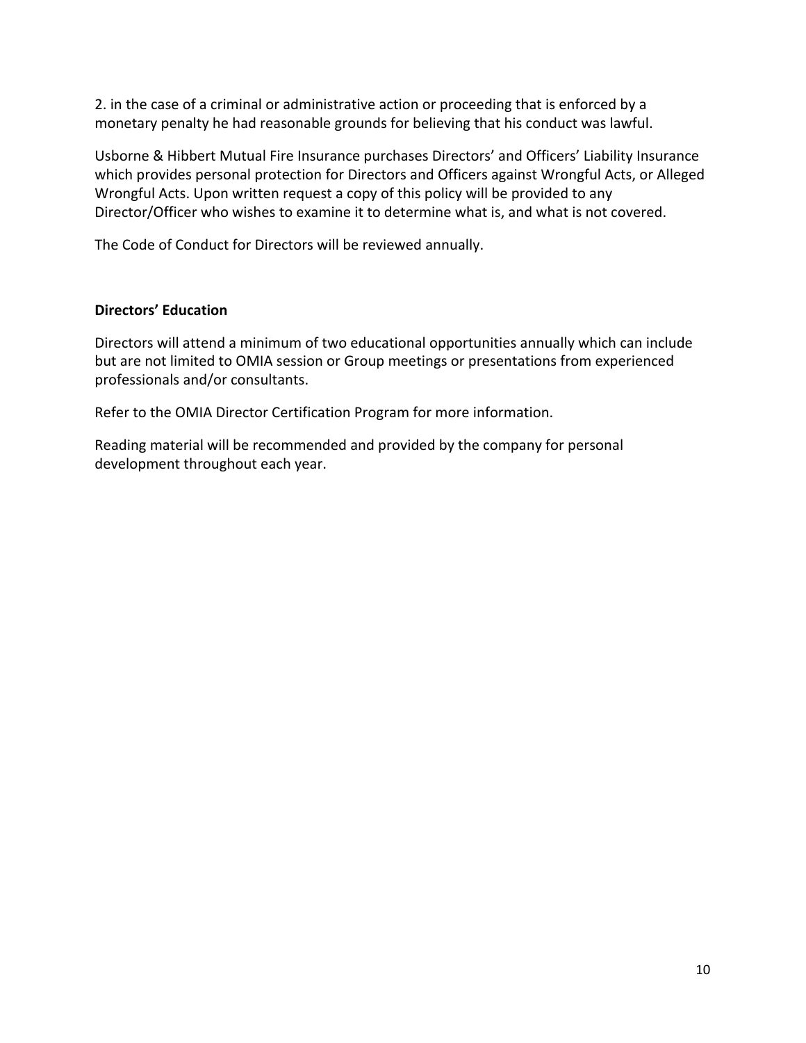2. in the case of a criminal or administrative action or proceeding that is enforced by a monetary penalty he had reasonable grounds for believing that his conduct was lawful.

Usborne & Hibbert Mutual Fire Insurance purchases Directors' and Officers' Liability Insurance which provides personal protection for Directors and Officers against Wrongful Acts, or Alleged Wrongful Acts. Upon written request a copy of this policy will be provided to any Director/Officer who wishes to examine it to determine what is, and what is not covered.

The Code of Conduct for Directors will be reviewed annually.

**Directors' Education**

Directors will attend a minimum of two educational opportunities annually which can include but are not limited to OMIA session or Group meetings or presentations from experienced professionals and/or consultants.

Refer to the OMIA Director Certification Program for more information.

Reading material will be recommended and provided by the company for personal development throughout each year.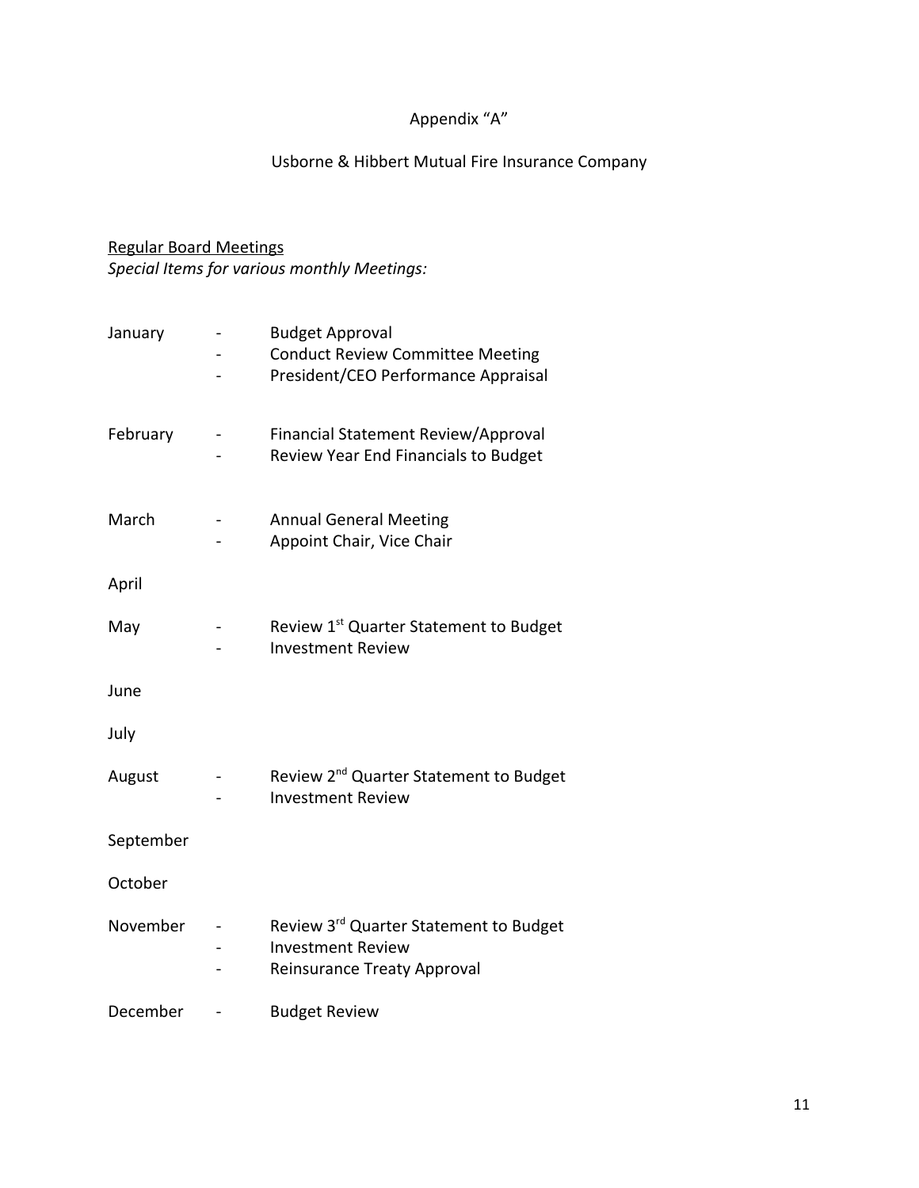Appendix "A"

Usborne & Hibbert Mutual Fire Insurance Company

Regular Board Meetings

*Special Items for various monthly Meetings:*

| | | |
|---|---|---|
| January | - | Budget Approval |
| | - | Conduct Review Committee Meeting |
| | - | President/CEO Performance Appraisal |
| February | - | Financial Statement Review/Approval |
| | - | Review Year End Financials to Budget |
| March | - | Annual General Meeting |
| | - | Appoint Chair, Vice Chair |
| April | | |
| May | - | Review 1st Quarter Statement to Budget |
| | - | Investment Review |
| June | | |
| July | | |
| August | - | Review 2nd Quarter Statement to Budget |
| | - | Investment Review |
| September | | |
| October | | |
| November | - | Review 3rd Quarter Statement to Budget |
| | - | Investment Review |
| | - | Reinsurance Treaty Approval |
| December | - | Budget Review |